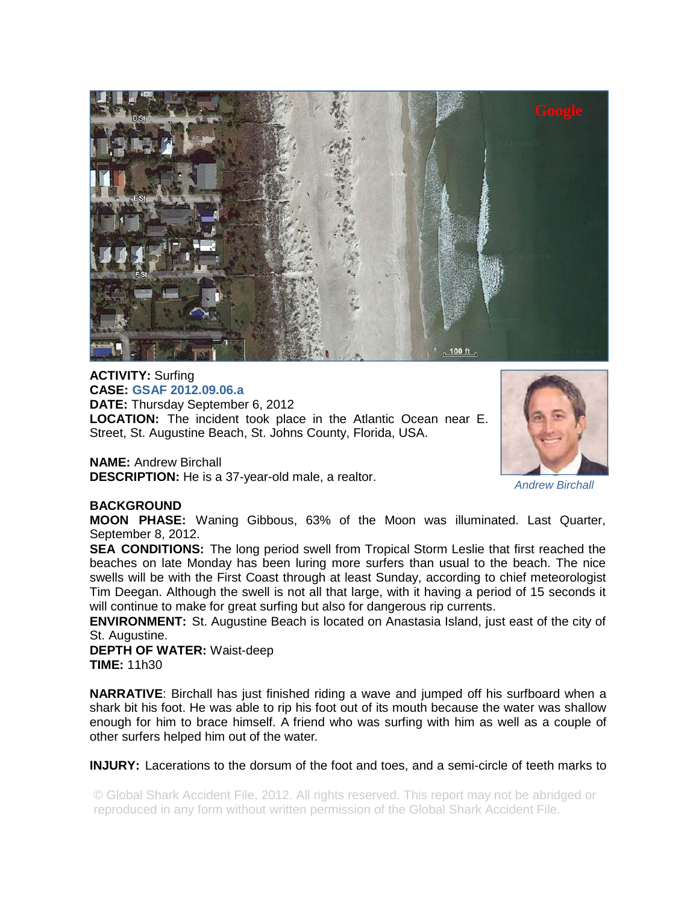**ACTIVITY:** Surfing
**CASE:** **GSAF 2012.09.06.a**
**DATE:** Thursday September 6, 2012
**LOCATION:** The incident took place in the Atlantic Ocean near E. Street, St. Augustine Beach, St. Johns County, Florida, USA.

**NAME:** Andrew Birchall
**DESCRIPTION:** He is a 37-year-old male, a realtor.

*Andrew Birchall*

**BACKGROUND**

**MOON PHASE:** Waning Gibbous, 63% of the Moon was illuminated. Last Quarter, September 8, 2012.

**SEA CONDITIONS:** The long period swell from Tropical Storm Leslie that first reached the beaches on late Monday has been luring more surfers than usual to the beach. The nice swells will be with the First Coast through at least Sunday, according to chief meteorologist Tim Deegan. Although the swell is not all that large, with it having a period of 15 seconds it will continue to make for great surfing but also for dangerous rip currents.

**ENVIRONMENT:** St. Augustine Beach is located on Anastasia Island, just east of the city of St. Augustine.

**DEPTH OF WATER:** Waist-deep

**TIME:** 11h30

**NARRATIVE**: Birchall has just finished riding a wave and jumped off his surfboard when a shark bit his foot. He was able to rip his foot out of its mouth because the water was shallow enough for him to brace himself. A friend who was surfing with him as well as a couple of other surfers helped him out of the water.

**INJURY:** Lacerations to the dorsum of the foot and toes, and a semi-circle of teeth marks to

© Global Shark Accident File, 2012. All rights reserved. This report may not be abridged or reproduced in any form without written permission of the Global Shark Accident File.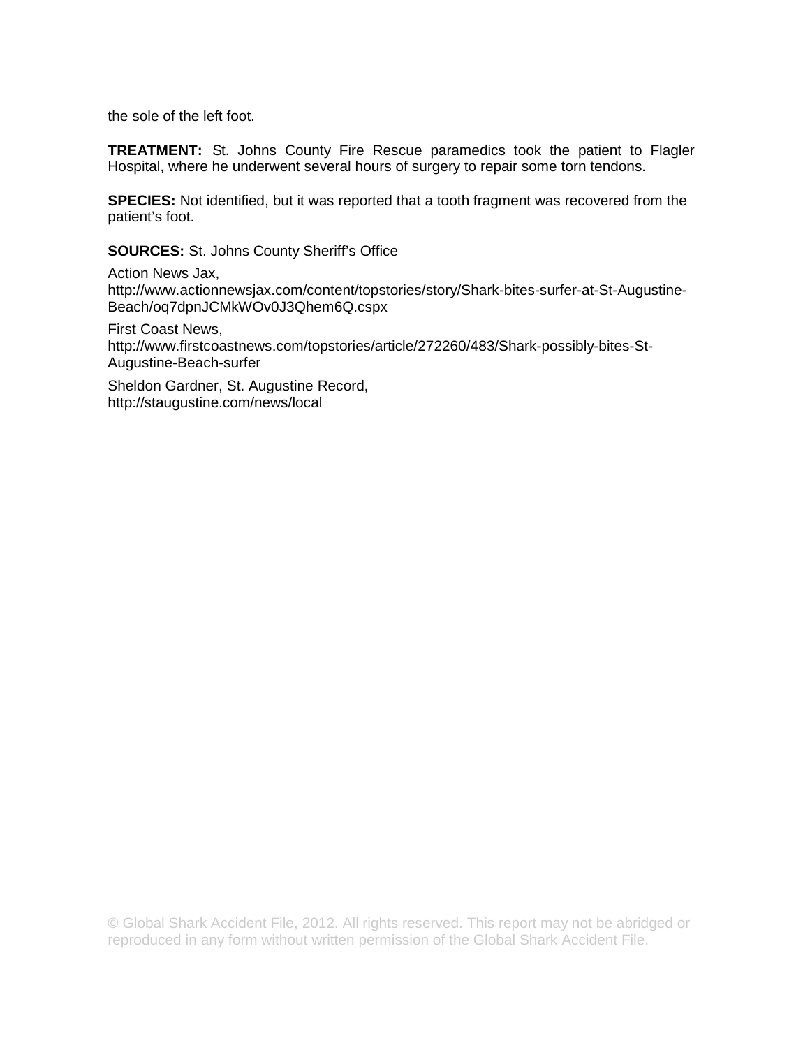the sole of the left foot.

**TREATMENT:** St. Johns County Fire Rescue paramedics took the patient to Flagler Hospital, where he underwent several hours of surgery to repair some torn tendons.

**SPECIES:** Not identified, but it was reported that a tooth fragment was recovered from the patient's foot.

**SOURCES:** St. Johns County Sheriff's Office

Action News Jax,
http://www.actionnewsjax.com/content/topstories/story/Shark-bites-surfer-at-St-Augustine-Beach/oq7dpnJCMkWOv0J3Qhem6Q.cspx

First Coast News,
http://www.firstcoastnews.com/topstories/article/272260/483/Shark-possibly-bites-St-Augustine-Beach-surfer

Sheldon Gardner, St. Augustine Record,
http://staugustine.com/news/local

© Global Shark Accident File, 2012. All rights reserved. This report may not be abridged or reproduced in any form without written permission of the Global Shark Accident File.